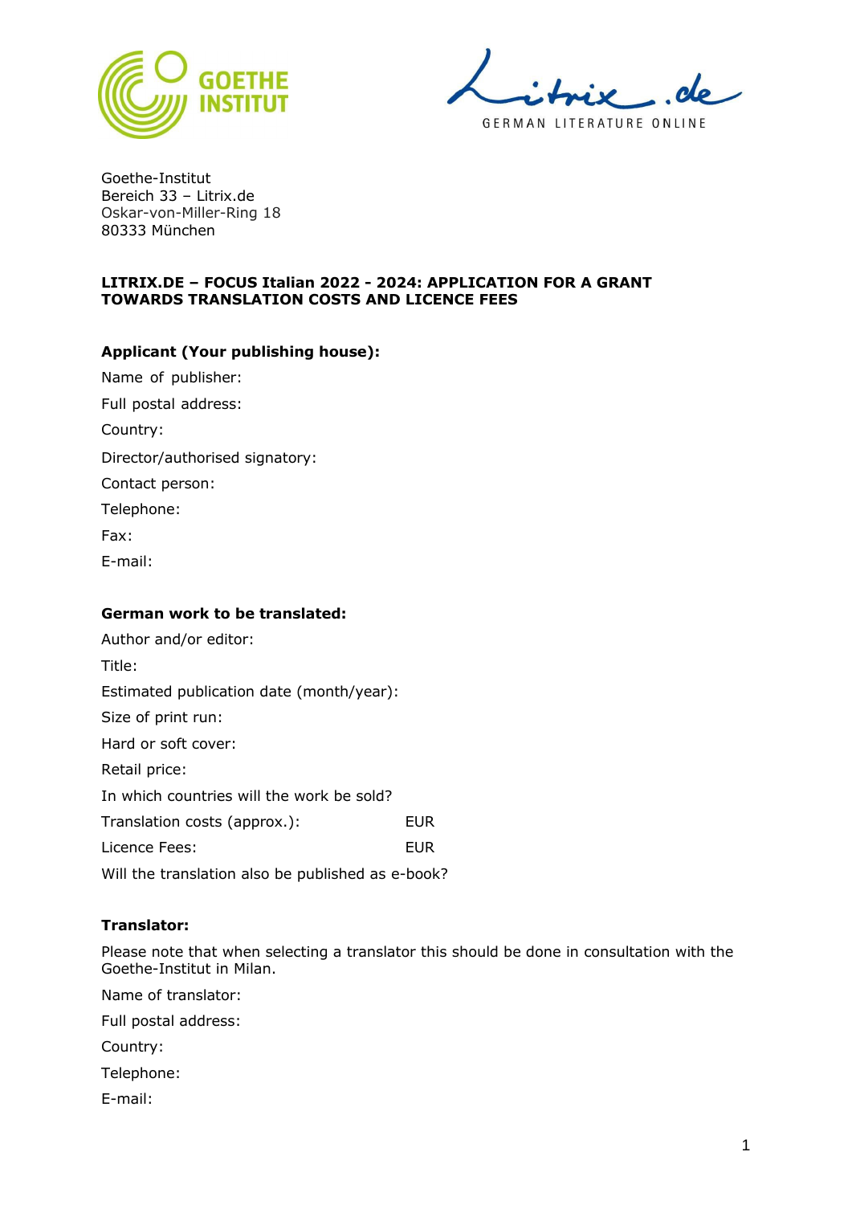Goethe-Institut
Bereich 33 – Litrix.de
Oskar-von-Miller-Ring 18
80333 München

**LITRIX.DE – FOCUS Italian 2022 - 2024: APPLICATION FOR A GRANT TOWARDS TRANSLATION COSTS AND LICENCE FEES**

**Applicant (Your publishing house):**

Name of publisher:

Full postal address:

Country:

Director/authorised signatory:

Contact person:

Telephone:

Fax:

E-mail:

**German work to be translated:**

Author and/or editor:

Title:

Estimated publication date (month/year):

Size of print run:

Hard or soft cover:

Retail price:

In which countries will the work be sold?

Translation costs (approx.): EUR

Licence Fees: EUR

Will the translation also be published as e-book?

**Translator:**

Please note that when selecting a translator this should be done in consultation with the Goethe-Institut in Milan.

Name of translator:

Full postal address:

Country:

Telephone:

E-mail: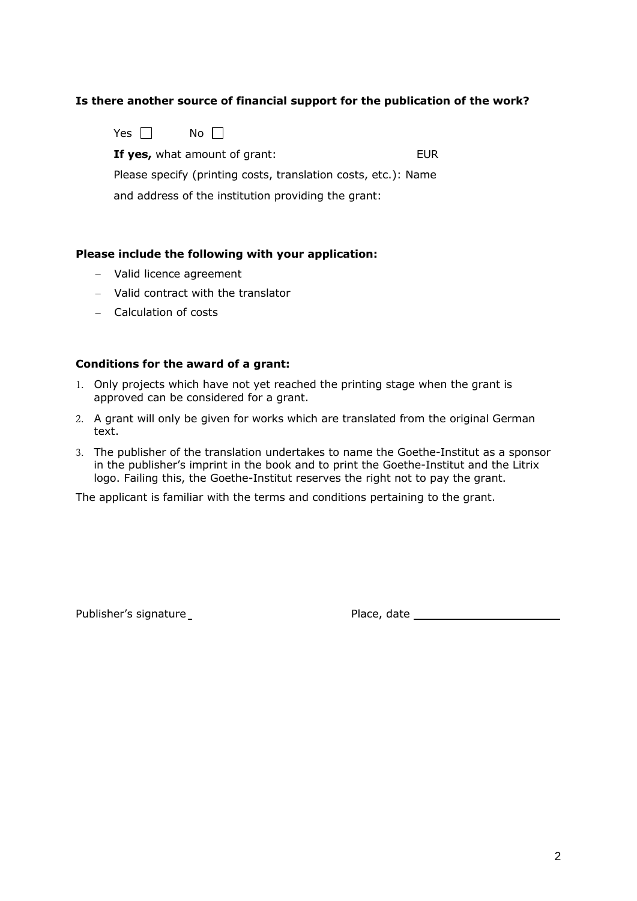**Is there another source of financial support for the publication of the work?**

Yes ☐ No ☐

**If yes,** what amount of grant: EUR

Please specify (printing costs, translation costs, etc.): Name and address of the institution providing the grant:

**Please include the following with your application:**

- Valid licence agreement
- Valid contract with the translator
- Calculation of costs

**Conditions for the award of a grant:**

1. Only projects which have not yet reached the printing stage when the grant is approved can be considered for a grant.
2. A grant will only be given for works which are translated from the original German text.
3. The publisher of the translation undertakes to name the Goethe-Institut as a sponsor in the publisher's imprint in the book and to print the Goethe-Institut and the Litrix logo. Failing this, the Goethe-Institut reserves the right not to pay the grant.

The applicant is familiar with the terms and conditions pertaining to the grant.

Publisher's signature \_\_\_\_\_\_\_\_\_\_ Place, date \_\_\_\_\_\_\_\_\_\_\_\_\_\_\_\_\_\_\_\_